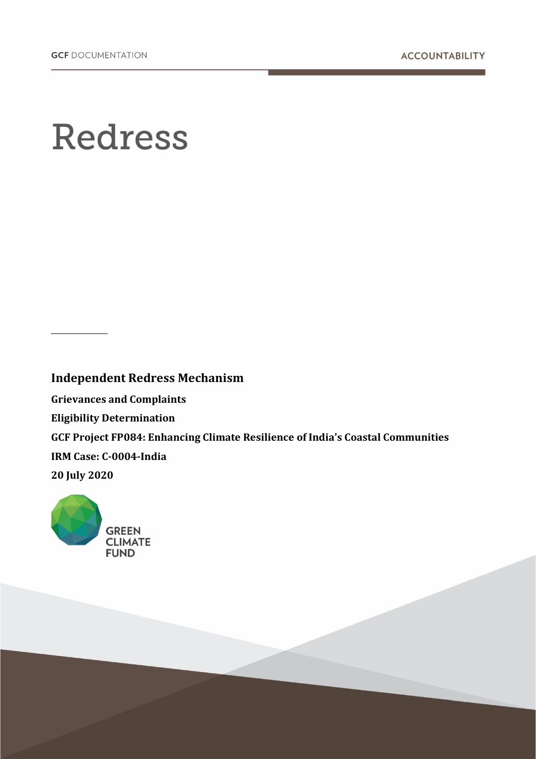GCF DOCUMENTATION

ACCOUNTABILITY

# Redress

## Independent Redress Mechanism

**Grievances and Complaints**

**Eligibility Determination**

**GCF Project FP084: Enhancing Climate Resilience of India's Coastal Communities**

**IRM Case: C-0004-India**

**20 July 2020**

GREEN CLIMATE FUND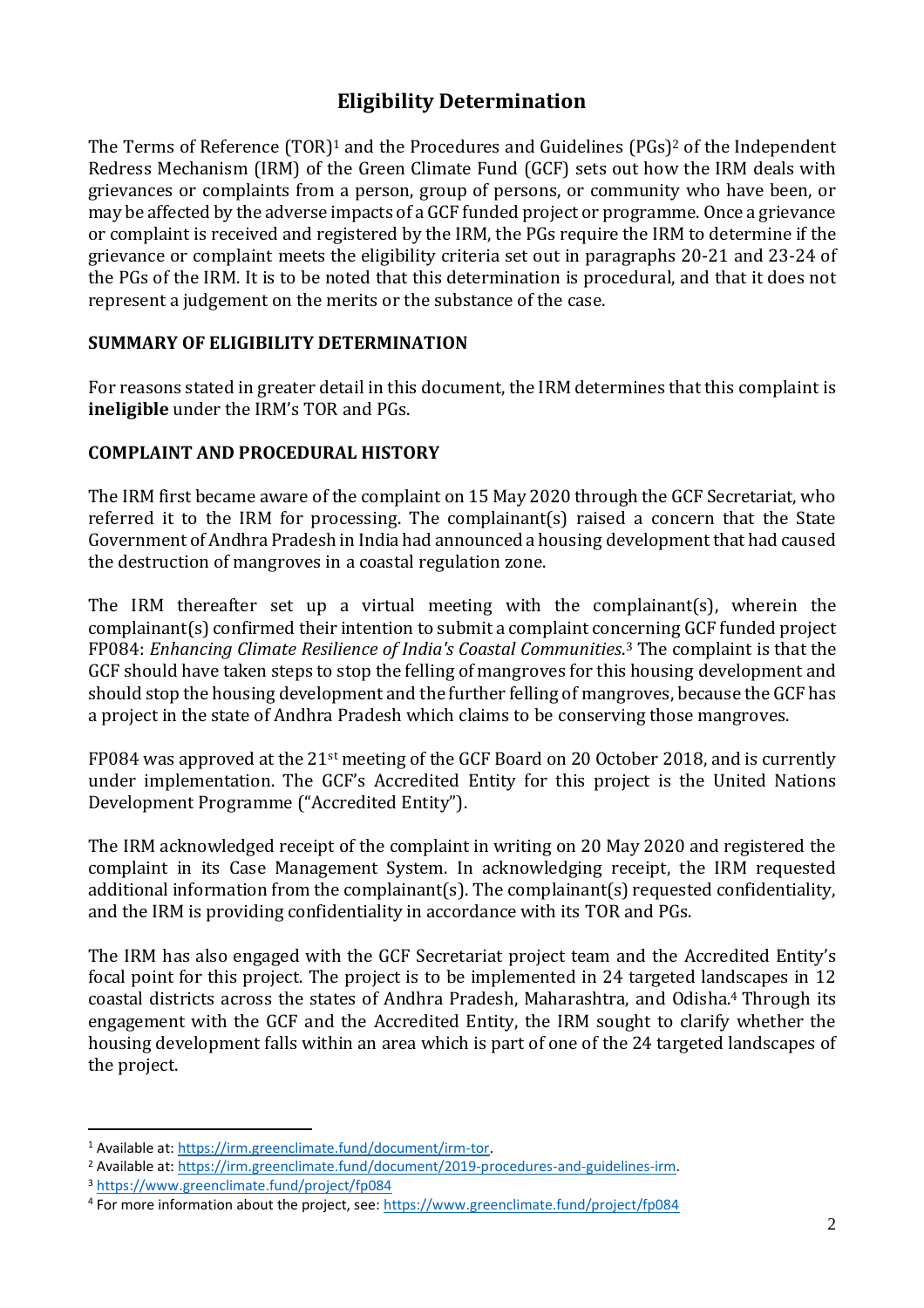# Eligibility Determination

The Terms of Reference (TOR)[1] and the Procedures and Guidelines (PGs)[2] of the Independent Redress Mechanism (IRM) of the Green Climate Fund (GCF) sets out how the IRM deals with grievances or complaints from a person, group of persons, or community who have been, or may be affected by the adverse impacts of a GCF funded project or programme. Once a grievance or complaint is received and registered by the IRM, the PGs require the IRM to determine if the grievance or complaint meets the eligibility criteria set out in paragraphs 20-21 and 23-24 of the PGs of the IRM. It is to be noted that this determination is procedural, and that it does not represent a judgement on the merits or the substance of the case.

## SUMMARY OF ELIGIBILITY DETERMINATION

For reasons stated in greater detail in this document, the IRM determines that this complaint is **ineligible** under the IRM's TOR and PGs.

## COMPLAINT AND PROCEDURAL HISTORY

The IRM first became aware of the complaint on 15 May 2020 through the GCF Secretariat, who referred it to the IRM for processing. The complainant(s) raised a concern that the State Government of Andhra Pradesh in India had announced a housing development that had caused the destruction of mangroves in a coastal regulation zone.

The IRM thereafter set up a virtual meeting with the complainant(s), wherein the complainant(s) confirmed their intention to submit a complaint concerning GCF funded project FP084: *Enhancing Climate Resilience of India's Coastal Communities*.[3] The complaint is that the GCF should have taken steps to stop the felling of mangroves for this housing development and should stop the housing development and the further felling of mangroves, because the GCF has a project in the state of Andhra Pradesh which claims to be conserving those mangroves.

FP084 was approved at the 21st meeting of the GCF Board on 20 October 2018, and is currently under implementation. The GCF's Accredited Entity for this project is the United Nations Development Programme ("Accredited Entity").

The IRM acknowledged receipt of the complaint in writing on 20 May 2020 and registered the complaint in its Case Management System. In acknowledging receipt, the IRM requested additional information from the complainant(s). The complainant(s) requested confidentiality, and the IRM is providing confidentiality in accordance with its TOR and PGs.

The IRM has also engaged with the GCF Secretariat project team and the Accredited Entity's focal point for this project. The project is to be implemented in 24 targeted landscapes in 12 coastal districts across the states of Andhra Pradesh, Maharashtra, and Odisha.[4] Through its engagement with the GCF and the Accredited Entity, the IRM sought to clarify whether the housing development falls within an area which is part of one of the 24 targeted landscapes of the project.

---

[1] Available at: https://irm.greenclimate.fund/document/irm-tor.

[2] Available at: https://irm.greenclimate.fund/document/2019-procedures-and-guidelines-irm.

[3] https://www.greenclimate.fund/project/fp084

[4] For more information about the project, see: https://www.greenclimate.fund/project/fp084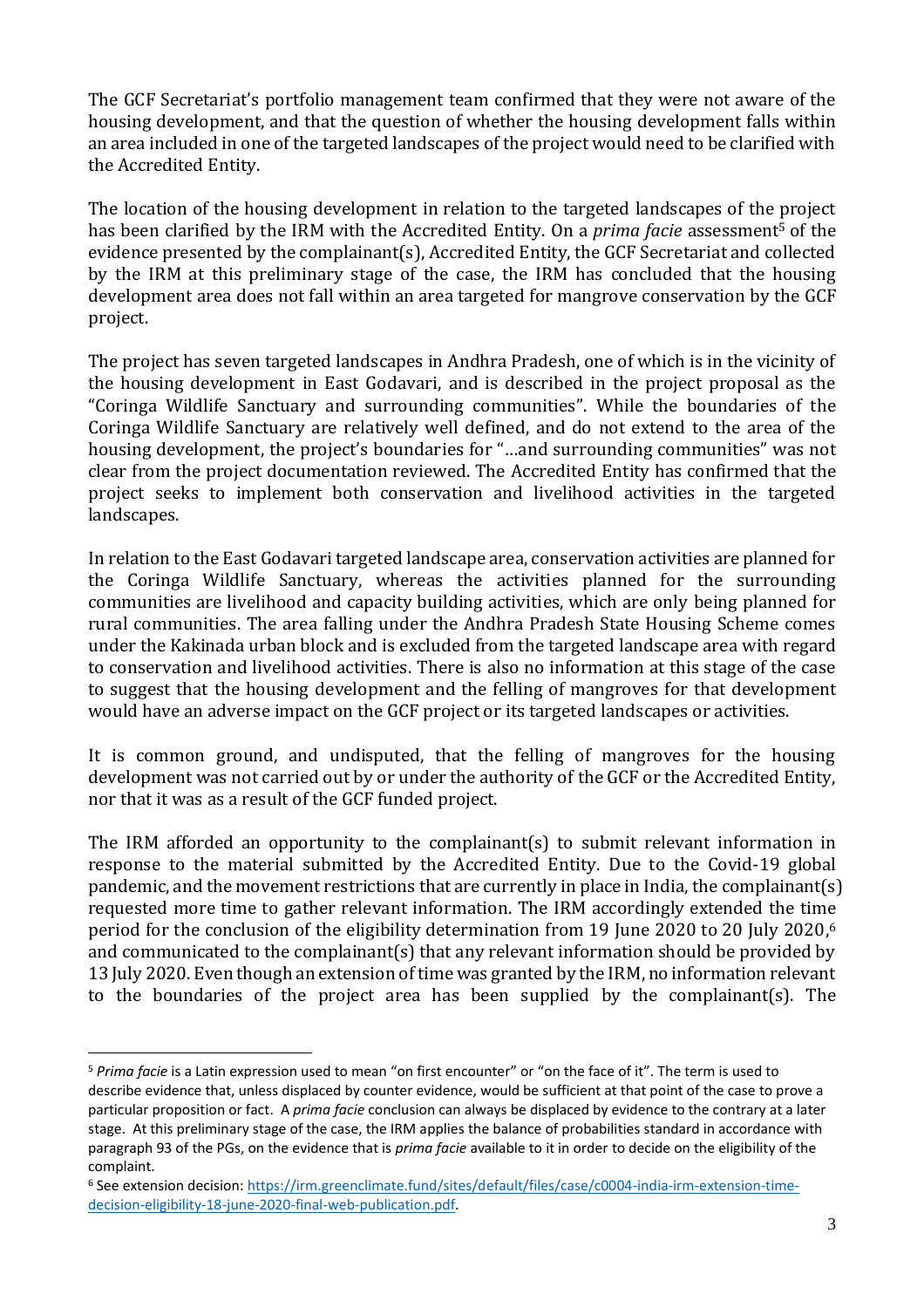The GCF Secretariat's portfolio management team confirmed that they were not aware of the housing development, and that the question of whether the housing development falls within an area included in one of the targeted landscapes of the project would need to be clarified with the Accredited Entity.

The location of the housing development in relation to the targeted landscapes of the project has been clarified by the IRM with the Accredited Entity. On a *prima facie* assessment[5] of the evidence presented by the complainant(s), Accredited Entity, the GCF Secretariat and collected by the IRM at this preliminary stage of the case, the IRM has concluded that the housing development area does not fall within an area targeted for mangrove conservation by the GCF project.

The project has seven targeted landscapes in Andhra Pradesh, one of which is in the vicinity of the housing development in East Godavari, and is described in the project proposal as the "Coringa Wildlife Sanctuary and surrounding communities". While the boundaries of the Coringa Wildlife Sanctuary are relatively well defined, and do not extend to the area of the housing development, the project's boundaries for "…and surrounding communities" was not clear from the project documentation reviewed. The Accredited Entity has confirmed that the project seeks to implement both conservation and livelihood activities in the targeted landscapes.

In relation to the East Godavari targeted landscape area, conservation activities are planned for the Coringa Wildlife Sanctuary, whereas the activities planned for the surrounding communities are livelihood and capacity building activities, which are only being planned for rural communities. The area falling under the Andhra Pradesh State Housing Scheme comes under the Kakinada urban block and is excluded from the targeted landscape area with regard to conservation and livelihood activities. There is also no information at this stage of the case to suggest that the housing development and the felling of mangroves for that development would have an adverse impact on the GCF project or its targeted landscapes or activities.

It is common ground, and undisputed, that the felling of mangroves for the housing development was not carried out by or under the authority of the GCF or the Accredited Entity, nor that it was as a result of the GCF funded project.

The IRM afforded an opportunity to the complainant(s) to submit relevant information in response to the material submitted by the Accredited Entity. Due to the Covid-19 global pandemic, and the movement restrictions that are currently in place in India, the complainant(s) requested more time to gather relevant information. The IRM accordingly extended the time period for the conclusion of the eligibility determination from 19 June 2020 to 20 July 2020,[6] and communicated to the complainant(s) that any relevant information should be provided by 13 July 2020. Even though an extension of time was granted by the IRM, no information relevant to the boundaries of the project area has been supplied by the complainant(s). The

---

[5] *Prima facie* is a Latin expression used to mean "on first encounter" or "on the face of it". The term is used to describe evidence that, unless displaced by counter evidence, would be sufficient at that point of the case to prove a particular proposition or fact. A *prima facie* conclusion can always be displaced by evidence to the contrary at a later stage. At this preliminary stage of the case, the IRM applies the balance of probabilities standard in accordance with paragraph 93 of the PGs, on the evidence that is *prima facie* available to it in order to decide on the eligibility of the complaint.

[6] See extension decision: https://irm.greenclimate.fund/sites/default/files/case/c0004-india-irm-extension-time-decision-eligibility-18-june-2020-final-web-publication.pdf.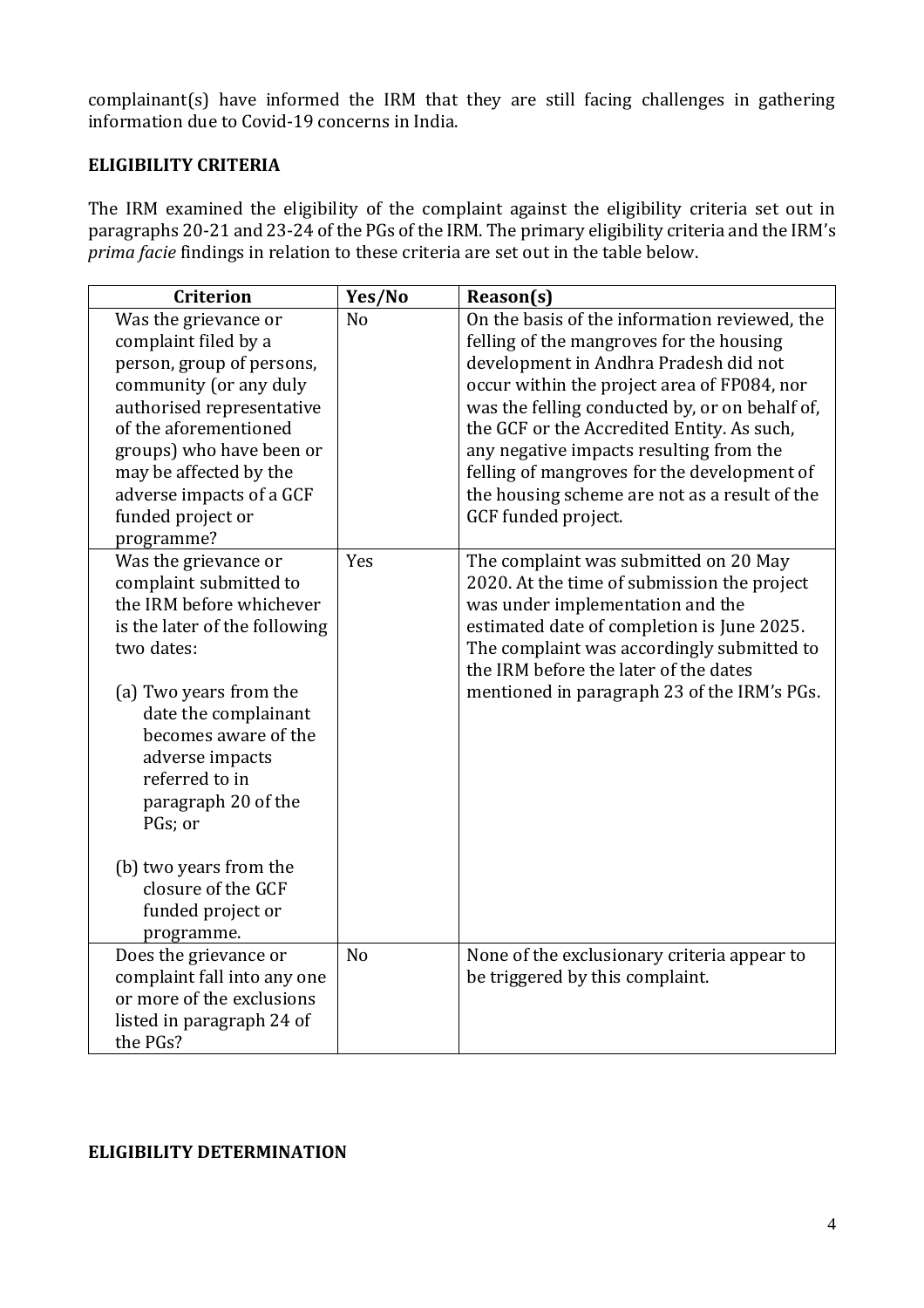complainant(s) have informed the IRM that they are still facing challenges in gathering information due to Covid-19 concerns in India.

**ELIGIBILITY CRITERIA**

The IRM examined the eligibility of the complaint against the eligibility criteria set out in paragraphs 20-21 and 23-24 of the PGs of the IRM. The primary eligibility criteria and the IRM's *prima facie* findings in relation to these criteria are set out in the table below.

| Criterion | Yes/No | Reason(s) |
|---|---|---|
| Was the grievance or complaint filed by a person, group of persons, community (or any duly authorised representative of the aforementioned groups) who have been or may be affected by the adverse impacts of a GCF funded project or programme? | No | On the basis of the information reviewed, the felling of the mangroves for the housing development in Andhra Pradesh did not occur within the project area of FP084, nor was the felling conducted by, or on behalf of, the GCF or the Accredited Entity. As such, any negative impacts resulting from the felling of mangroves for the development of the housing scheme are not as a result of the GCF funded project. |
| Was the grievance or complaint submitted to the IRM before whichever is the later of the following two dates:<br><br>(a) Two years from the date the complainant becomes aware of the adverse impacts referred to in paragraph 20 of the PGs; or<br><br>(b) two years from the closure of the GCF funded project or programme. | Yes | The complaint was submitted on 20 May 2020. At the time of submission the project was under implementation and the estimated date of completion is June 2025. The complaint was accordingly submitted to the IRM before the later of the dates mentioned in paragraph 23 of the IRM's PGs. |
| Does the grievance or complaint fall into any one or more of the exclusions listed in paragraph 24 of the PGs? | No | None of the exclusionary criteria appear to be triggered by this complaint. |

**ELIGIBILITY DETERMINATION**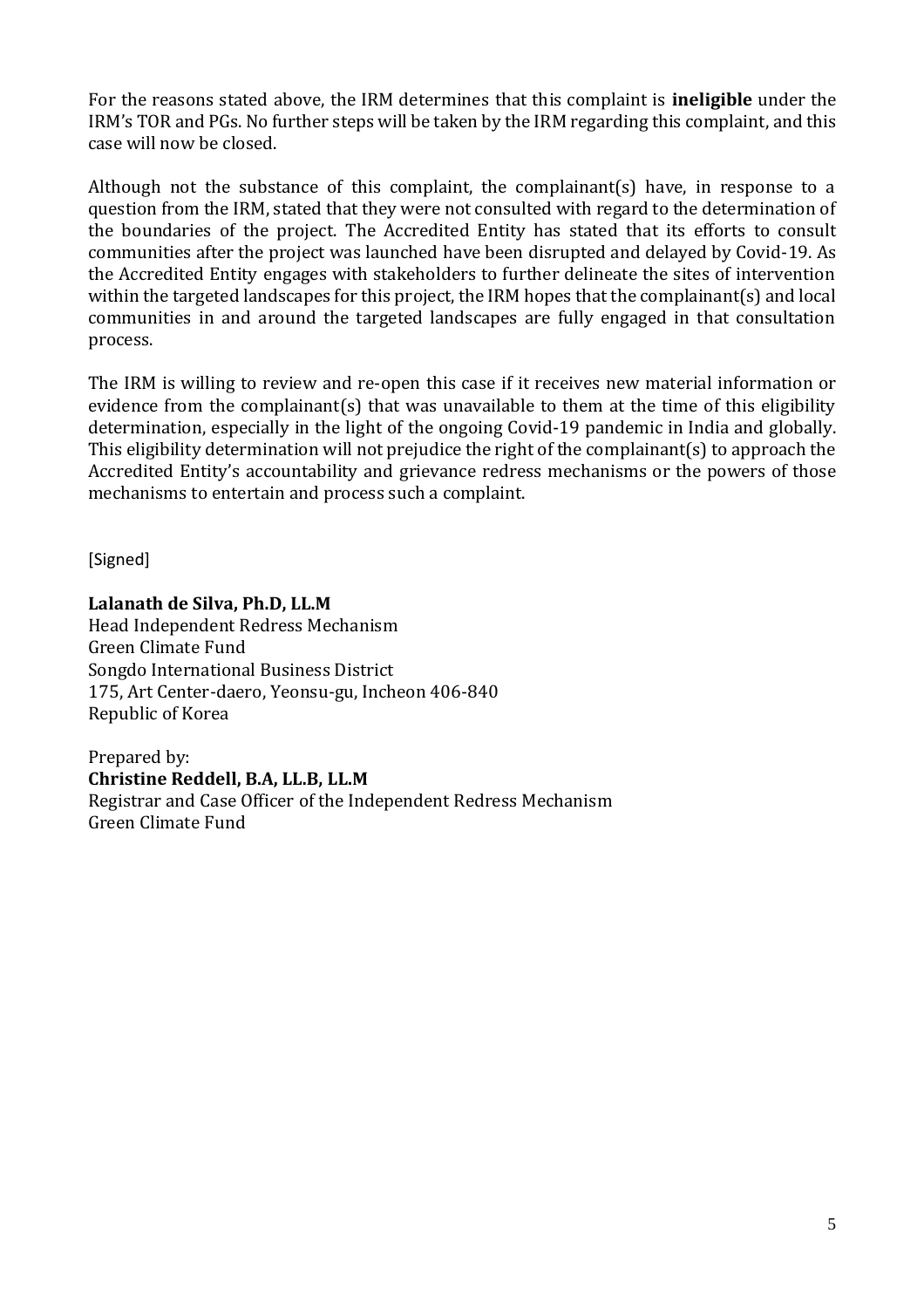For the reasons stated above, the IRM determines that this complaint is **ineligible** under the IRM's TOR and PGs. No further steps will be taken by the IRM regarding this complaint, and this case will now be closed.

Although not the substance of this complaint, the complainant(s) have, in response to a question from the IRM, stated that they were not consulted with regard to the determination of the boundaries of the project. The Accredited Entity has stated that its efforts to consult communities after the project was launched have been disrupted and delayed by Covid-19. As the Accredited Entity engages with stakeholders to further delineate the sites of intervention within the targeted landscapes for this project, the IRM hopes that the complainant(s) and local communities in and around the targeted landscapes are fully engaged in that consultation process.

The IRM is willing to review and re-open this case if it receives new material information or evidence from the complainant(s) that was unavailable to them at the time of this eligibility determination, especially in the light of the ongoing Covid-19 pandemic in India and globally. This eligibility determination will not prejudice the right of the complainant(s) to approach the Accredited Entity's accountability and grievance redress mechanisms or the powers of those mechanisms to entertain and process such a complaint.

[Signed]

**Lalanath de Silva, Ph.D, LL.M**
Head Independent Redress Mechanism
Green Climate Fund
Songdo International Business District
175, Art Center-daero, Yeonsu-gu, Incheon 406-840
Republic of Korea

Prepared by:
**Christine Reddell, B.A, LL.B, LL.M**
Registrar and Case Officer of the Independent Redress Mechanism
Green Climate Fund